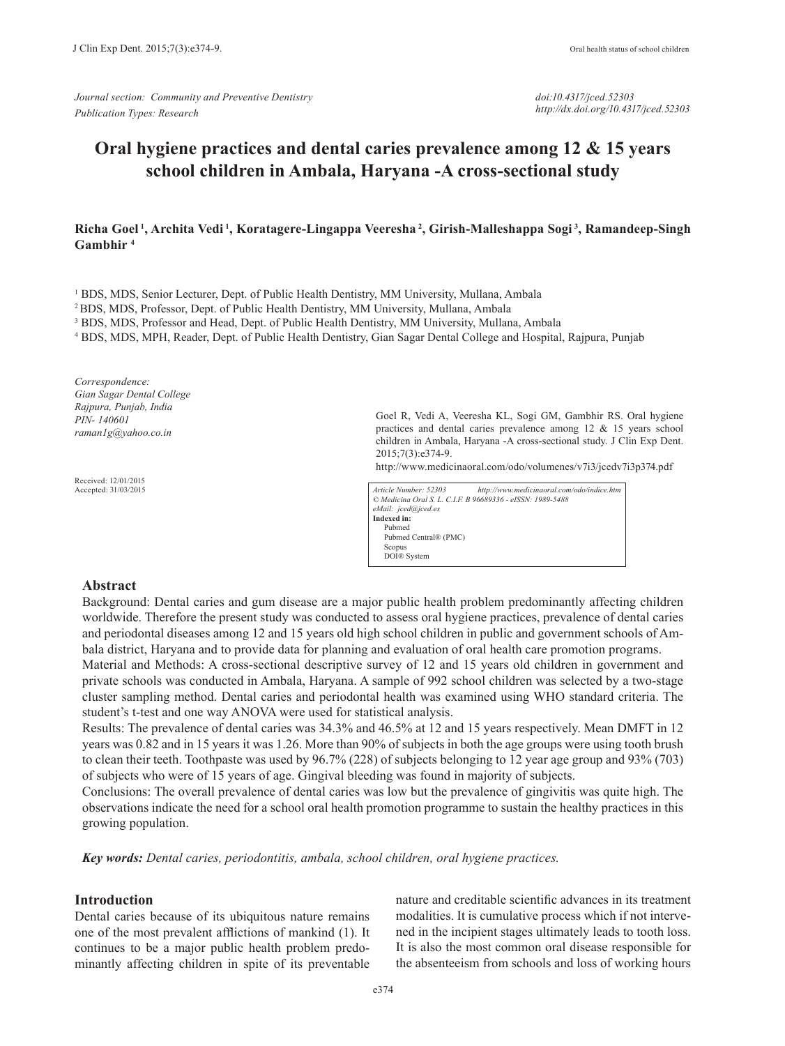*Journal section: Community and Preventive Dentistry*
*Publication Types: Research*

*doi:10.4317/jced.52303*
*http://dx.doi.org/10.4317/jced.52303*

# Oral hygiene practices and dental caries prevalence among 12 & 15 years school children in Ambala, Haryana -A cross-sectional study

**Richa Goel [1], Archita Vedi [1], Koratagere-Lingappa Veeresha [2], Girish-Malleshappa Sogi [3], Ramandeep-Singh Gambhir [4]**

[1] BDS, MDS, Senior Lecturer, Dept. of Public Health Dentistry, MM University, Mullana, Ambala
[2] BDS, MDS, Professor, Dept. of Public Health Dentistry, MM University, Mullana, Ambala
[3] BDS, MDS, Professor and Head, Dept. of Public Health Dentistry, MM University, Mullana, Ambala
[4] BDS, MDS, MPH, Reader, Dept. of Public Health Dentistry, Gian Sagar Dental College and Hospital, Rajpura, Punjab

*Correspondence:*
*Gian Sagar Dental College*
*Rajpura, Punjab, India*
*PIN- 140601*
*raman1g@yahoo.co.in*

Received: 12/01/2015
Accepted: 31/03/2015

Goel R, Vedi A, Veeresha KL, Sogi GM, Gambhir RS. Oral hygiene practices and dental caries prevalence among 12 & 15 years school children in Ambala, Haryana -A cross-sectional study. J Clin Exp Dent. 2015;7(3):e374-9.
http://www.medicinaoral.com/odo/volumenes/v7i3/jcedv7i3p374.pdf

*Article Number: 52303 http://www.medicinaoral.com/odo/indice.htm*
*© Medicina Oral S. L. C.I.F. B 96689336 - eISSN: 1989-5488*
*eMail: jced@jced.es*
**Indexed in:**
Pubmed
Pubmed Central® (PMC)
Scopus
DOI® System

## Abstract

Background: Dental caries and gum disease are a major public health problem predominantly affecting children worldwide. Therefore the present study was conducted to assess oral hygiene practices, prevalence of dental caries and periodontal diseases among 12 and 15 years old high school children in public and government schools of Ambala district, Haryana and to provide data for planning and evaluation of oral health care promotion programs.

Material and Methods: A cross-sectional descriptive survey of 12 and 15 years old children in government and private schools was conducted in Ambala, Haryana. A sample of 992 school children was selected by a two-stage cluster sampling method. Dental caries and periodontal health was examined using WHO standard criteria. The student's t-test and one way ANOVA were used for statistical analysis.

Results: The prevalence of dental caries was 34.3% and 46.5% at 12 and 15 years respectively. Mean DMFT in 12 years was 0.82 and in 15 years it was 1.26. More than 90% of subjects in both the age groups were using tooth brush to clean their teeth. Toothpaste was used by 96.7% (228) of subjects belonging to 12 year age group and 93% (703) of subjects who were of 15 years of age. Gingival bleeding was found in majority of subjects.

Conclusions: The overall prevalence of dental caries was low but the prevalence of gingivitis was quite high. The observations indicate the need for a school oral health promotion programme to sustain the healthy practices in this growing population.

***Key words:** Dental caries, periodontitis, ambala, school children, oral hygiene practices.*

## Introduction

Dental caries because of its ubiquitous nature remains one of the most prevalent afflictions of mankind (1). It continues to be a major public health problem predominantly affecting children in spite of its preventable nature and creditable scientific advances in its treatment modalities. It is cumulative process which if not intervened in the incipient stages ultimately leads to tooth loss. It is also the most common oral disease responsible for the absenteeism from schools and loss of working hours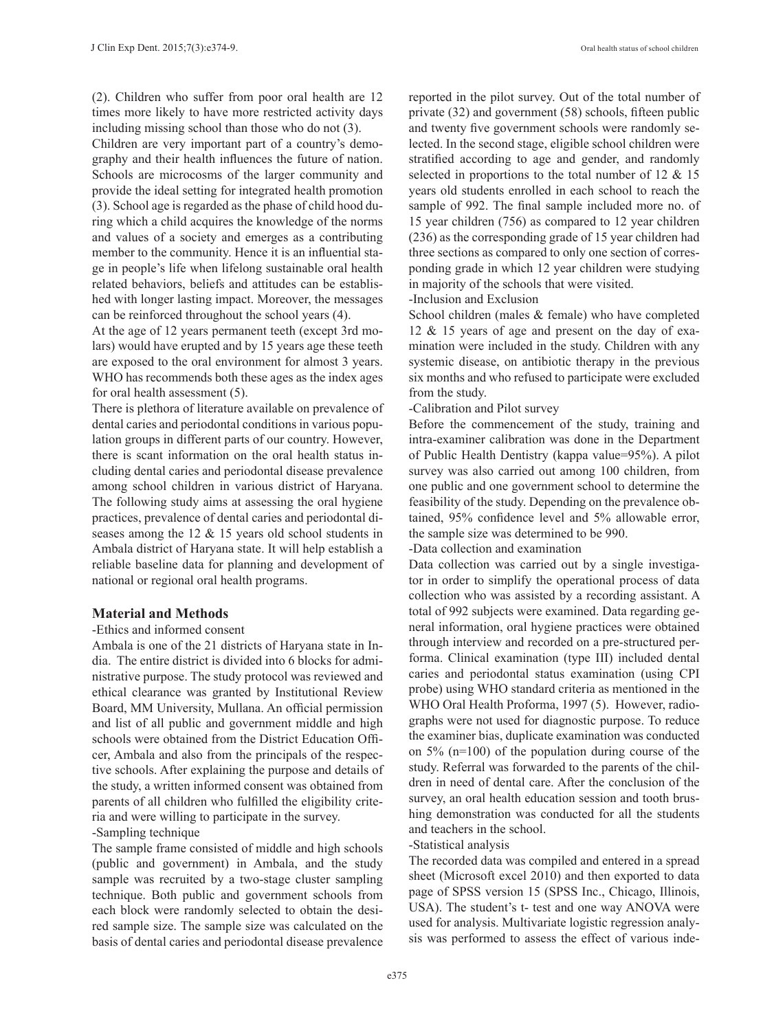(2). Children who suffer from poor oral health are 12 times more likely to have more restricted activity days including missing school than those who do not (3).

Children are very important part of a country's demography and their health influences the future of nation. Schools are microcosms of the larger community and provide the ideal setting for integrated health promotion (3). School age is regarded as the phase of child hood during which a child acquires the knowledge of the norms and values of a society and emerges as a contributing member to the community. Hence it is an influential stage in people's life when lifelong sustainable oral health related behaviors, beliefs and attitudes can be established with longer lasting impact. Moreover, the messages can be reinforced throughout the school years (4).

At the age of 12 years permanent teeth (except 3rd molars) would have erupted and by 15 years age these teeth are exposed to the oral environment for almost 3 years. WHO has recommends both these ages as the index ages for oral health assessment (5).

There is plethora of literature available on prevalence of dental caries and periodontal conditions in various population groups in different parts of our country. However, there is scant information on the oral health status including dental caries and periodontal disease prevalence among school children in various district of Haryana. The following study aims at assessing the oral hygiene practices, prevalence of dental caries and periodontal diseases among the 12 & 15 years old school students in Ambala district of Haryana state. It will help establish a reliable baseline data for planning and development of national or regional oral health programs.

## Material and Methods

-Ethics and informed consent

Ambala is one of the 21 districts of Haryana state in India. The entire district is divided into 6 blocks for administrative purpose. The study protocol was reviewed and ethical clearance was granted by Institutional Review Board, MM University, Mullana. An official permission and list of all public and government middle and high schools were obtained from the District Education Officer, Ambala and also from the principals of the respective schools. After explaining the purpose and details of the study, a written informed consent was obtained from parents of all children who fulfilled the eligibility criteria and were willing to participate in the survey.

-Sampling technique

The sample frame consisted of middle and high schools (public and government) in Ambala, and the study sample was recruited by a two-stage cluster sampling technique. Both public and government schools from each block were randomly selected to obtain the desired sample size. The sample size was calculated on the basis of dental caries and periodontal disease prevalence reported in the pilot survey. Out of the total number of private (32) and government (58) schools, fifteen public and twenty five government schools were randomly selected. In the second stage, eligible school children were stratified according to age and gender, and randomly selected in proportions to the total number of 12 & 15 years old students enrolled in each school to reach the sample of 992. The final sample included more no. of 15 year children (756) as compared to 12 year children (236) as the corresponding grade of 15 year children had three sections as compared to only one section of corresponding grade in which 12 year children were studying in majority of the schools that were visited.

-Inclusion and Exclusion

School children (males & female) who have completed 12 & 15 years of age and present on the day of examination were included in the study. Children with any systemic disease, on antibiotic therapy in the previous six months and who refused to participate were excluded from the study.

-Calibration and Pilot survey

Before the commencement of the study, training and intra-examiner calibration was done in the Department of Public Health Dentistry (kappa value=95%). A pilot survey was also carried out among 100 children, from one public and one government school to determine the feasibility of the study. Depending on the prevalence obtained, 95% confidence level and 5% allowable error, the sample size was determined to be 990.

-Data collection and examination

Data collection was carried out by a single investigator in order to simplify the operational process of data collection who was assisted by a recording assistant. A total of 992 subjects were examined. Data regarding general information, oral hygiene practices were obtained through interview and recorded on a pre-structured performa. Clinical examination (type III) included dental caries and periodontal status examination (using CPI probe) using WHO standard criteria as mentioned in the WHO Oral Health Proforma, 1997 (5). However, radiographs were not used for diagnostic purpose. To reduce the examiner bias, duplicate examination was conducted on 5% (n=100) of the population during course of the study. Referral was forwarded to the parents of the children in need of dental care. After the conclusion of the survey, an oral health education session and tooth brushing demonstration was conducted for all the students and teachers in the school.

-Statistical analysis

The recorded data was compiled and entered in a spread sheet (Microsoft excel 2010) and then exported to data page of SPSS version 15 (SPSS Inc., Chicago, Illinois, USA). The student's t- test and one way ANOVA were used for analysis. Multivariate logistic regression analysis was performed to assess the effect of various inde-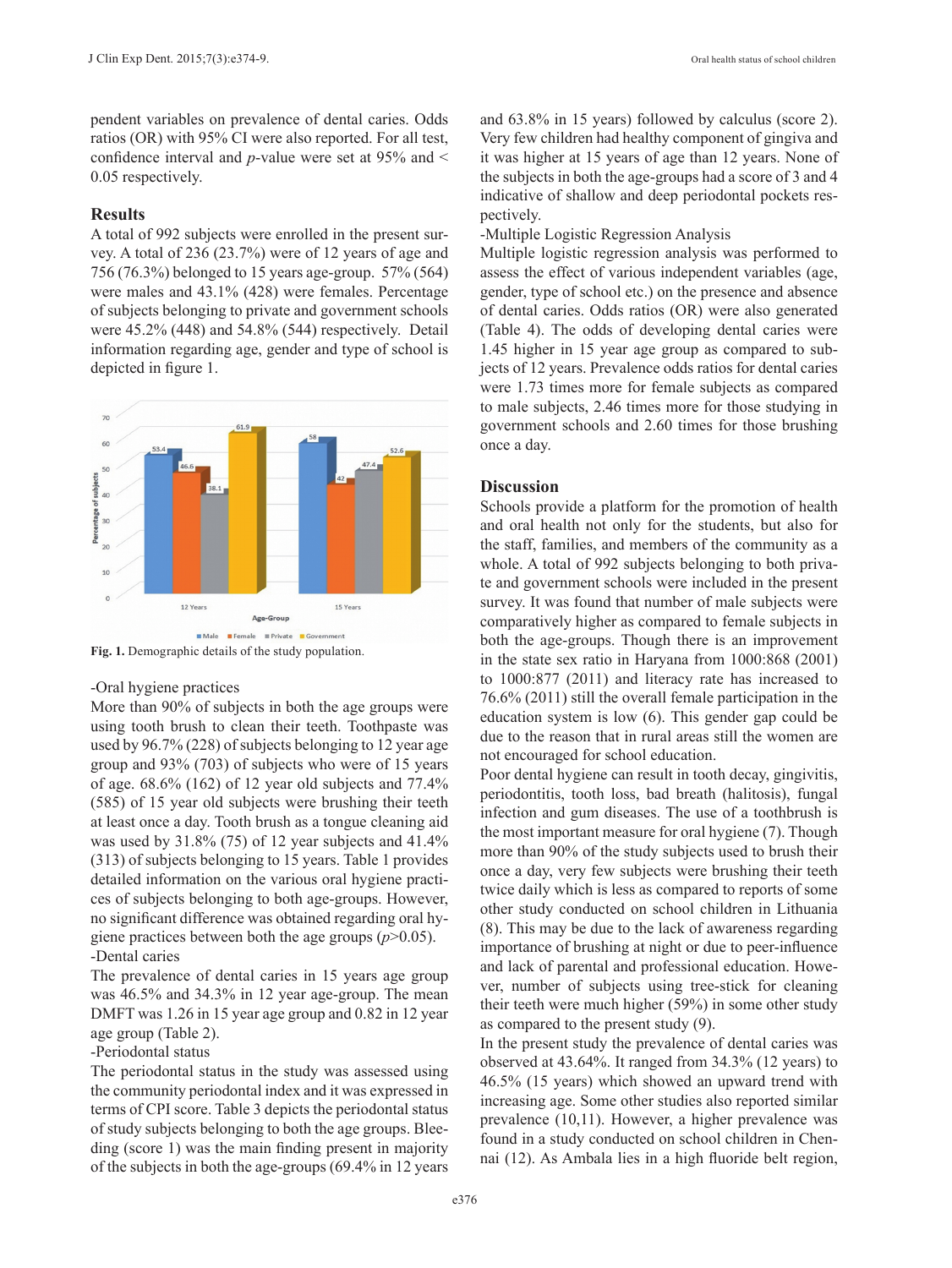pendent variables on prevalence of dental caries. Odds ratios (OR) with 95% CI were also reported. For all test, confidence interval and *p*-value were set at 95% and < 0.05 respectively.

## Results

A total of 992 subjects were enrolled in the present survey. A total of 236 (23.7%) were of 12 years of age and 756 (76.3%) belonged to 15 years age-group. 57% (564) were males and 43.1% (428) were females. Percentage of subjects belonging to private and government schools were 45.2% (448) and 54.8% (544) respectively. Detail information regarding age, gender and type of school is depicted in figure 1.

**Fig. 1.** Demographic details of the study population.

-Oral hygiene practices

More than 90% of subjects in both the age groups were using tooth brush to clean their teeth. Toothpaste was used by 96.7% (228) of subjects belonging to 12 year age group and 93% (703) of subjects who were of 15 years of age. 68.6% (162) of 12 year old subjects and 77.4% (585) of 15 year old subjects were brushing their teeth at least once a day. Tooth brush as a tongue cleaning aid was used by 31.8% (75) of 12 year subjects and 41.4% (313) of subjects belonging to 15 years. Table 1 provides detailed information on the various oral hygiene practices of subjects belonging to both age-groups. However, no significant difference was obtained regarding oral hygiene practices between both the age groups ($p$>0.05).

-Dental caries

The prevalence of dental caries in 15 years age group was 46.5% and 34.3% in 12 year age-group. The mean DMFT was 1.26 in 15 year age group and 0.82 in 12 year age group (Table 2).

-Periodontal status

The periodontal status in the study was assessed using the community periodontal index and it was expressed in terms of CPI score. Table 3 depicts the periodontal status of study subjects belonging to both the age groups. Bleeding (score 1) was the main finding present in majority of the subjects in both the age-groups (69.4% in 12 years and 63.8% in 15 years) followed by calculus (score 2). Very few children had healthy component of gingiva and it was higher at 15 years of age than 12 years. None of the subjects in both the age-groups had a score of 3 and 4 indicative of shallow and deep periodontal pockets respectively.

-Multiple Logistic Regression Analysis

Multiple logistic regression analysis was performed to assess the effect of various independent variables (age, gender, type of school etc.) on the presence and absence of dental caries. Odds ratios (OR) were also generated (Table 4). The odds of developing dental caries were 1.45 higher in 15 year age group as compared to subjects of 12 years. Prevalence odds ratios for dental caries were 1.73 times more for female subjects as compared to male subjects, 2.46 times more for those studying in government schools and 2.60 times for those brushing once a day.

## Discussion

Schools provide a platform for the promotion of health and oral health not only for the students, but also for the staff, families, and members of the community as a whole. A total of 992 subjects belonging to both private and government schools were included in the present survey. It was found that number of male subjects were comparatively higher as compared to female subjects in both the age-groups. Though there is an improvement in the state sex ratio in Haryana from 1000:868 (2001) to 1000:877 (2011) and literacy rate has increased to 76.6% (2011) still the overall female participation in the education system is low (6). This gender gap could be due to the reason that in rural areas still the women are not encouraged for school education.

Poor dental hygiene can result in tooth decay, gingivitis, periodontitis, tooth loss, bad breath (halitosis), fungal infection and gum diseases. The use of a toothbrush is the most important measure for oral hygiene (7). Though more than 90% of the study subjects used to brush their once a day, very few subjects were brushing their teeth twice daily which is less as compared to reports of some other study conducted on school children in Lithuania (8). This may be due to the lack of awareness regarding importance of brushing at night or due to peer-influence and lack of parental and professional education. However, number of subjects using tree-stick for cleaning their teeth were much higher (59%) in some other study as compared to the present study (9).

In the present study the prevalence of dental caries was observed at 43.64%. It ranged from 34.3% (12 years) to 46.5% (15 years) which showed an upward trend with increasing age. Some other studies also reported similar prevalence (10,11). However, a higher prevalence was found in a study conducted on school children in Chennai (12). As Ambala lies in a high fluoride belt region,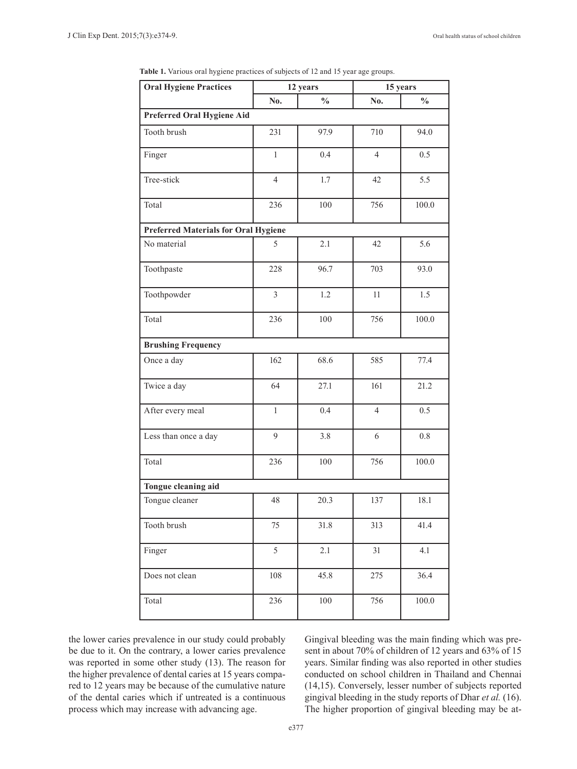**Table 1.** Various oral hygiene practices of subjects of 12 and 15 year age groups.

| Oral Hygiene Practices | 12 years | | 15 years | |
|---|---|---|---|---|
| | No. | % | No. | % |
| **Preferred Oral Hygiene Aid** | | | | |
| Tooth brush | 231 | 97.9 | 710 | 94.0 |
| Finger | 1 | 0.4 | 4 | 0.5 |
| Tree-stick | 4 | 1.7 | 42 | 5.5 |
| Total | 236 | 100 | 756 | 100.0 |
| **Preferred Materials for Oral Hygiene** | | | | |
| No material | 5 | 2.1 | 42 | 5.6 |
| Toothpaste | 228 | 96.7 | 703 | 93.0 |
| Toothpowder | 3 | 1.2 | 11 | 1.5 |
| Total | 236 | 100 | 756 | 100.0 |
| **Brushing Frequency** | | | | |
| Once a day | 162 | 68.6 | 585 | 77.4 |
| Twice a day | 64 | 27.1 | 161 | 21.2 |
| After every meal | 1 | 0.4 | 4 | 0.5 |
| Less than once a day | 9 | 3.8 | 6 | 0.8 |
| Total | 236 | 100 | 756 | 100.0 |
| **Tongue cleaning aid** | | | | |
| Tongue cleaner | 48 | 20.3 | 137 | 18.1 |
| Tooth brush | 75 | 31.8 | 313 | 41.4 |
| Finger | 5 | 2.1 | 31 | 4.1 |
| Does not clean | 108 | 45.8 | 275 | 36.4 |
| Total | 236 | 100 | 756 | 100.0 |

the lower caries prevalence in our study could probably be due to it. On the contrary, a lower caries prevalence was reported in some other study (13). The reason for the higher prevalence of dental caries at 15 years compared to 12 years may be because of the cumulative nature of the dental caries which if untreated is a continuous process which may increase with advancing age.

Gingival bleeding was the main finding which was present in about 70% of children of 12 years and 63% of 15 years. Similar finding was also reported in other studies conducted on school children in Thailand and Chennai (14,15). Conversely, lesser number of subjects reported gingival bleeding in the study reports of Dhar *et al.* (16). The higher proportion of gingival bleeding may be at-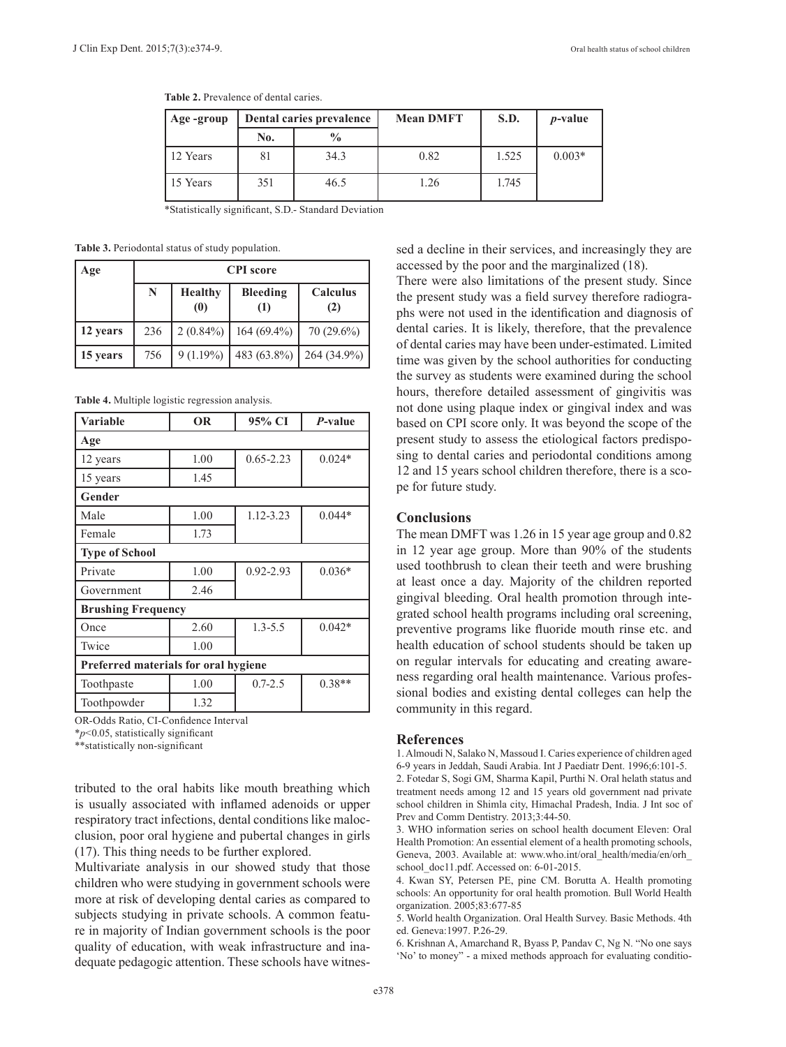**Table 2.** Prevalence of dental caries.

| Age -group | Dental caries prevalence | | Mean DMFT | S.D. | *p*-value |
|---|---|---|---|---|---|
| | No. | % | | | |
| 12 Years | 81 | 34.3 | 0.82 | 1.525 | 0.003* |
| 15 Years | 351 | 46.5 | 1.26 | 1.745 | |

*Statistically significant, S.D.- Standard Deviation

**Table 3.** Periodontal status of study population.

| Age | CPI score | | | |
|---|---|---|---|---|
| | N | Healthy (0) | Bleeding (1) | Calculus (2) |
| **12 years** | 236 | 2 (0.84%) | 164 (69.4%) | 70 (29.6%) |
| **15 years** | 756 | 9 (1.19%) | 483 (63.8%) | 264 (34.9%) |

**Table 4.** Multiple logistic regression analysis.

| Variable | OR | 95% CI | *P*-value |
|---|---|---|---|
| **Age** | | | |
| 12 years | 1.00 | 0.65-2.23 | 0.024* |
| 15 years | 1.45 | | |
| **Gender** | | | |
| Male | 1.00 | 1.12-3.23 | 0.044* |
| Female | 1.73 | | |
| **Type of School** | | | |
| Private | 1.00 | 0.92-2.93 | 0.036* |
| Government | 2.46 | | |
| **Brushing Frequency** | | | |
| Once | 2.60 | 1.3-5.5 | 0.042* |
| Twice | 1.00 | | |
| **Preferred materials for oral hygiene** | | | |
| Toothpaste | 1.00 | 0.7-2.5 | 0.38** |
| Toothpowder | 1.32 | | |

OR-Odds Ratio, CI-Confidence Interval
*$p<0.05$, statistically significant
**statistically non-significant

tributed to the oral habits like mouth breathing which is usually associated with inflamed adenoids or upper respiratory tract infections, dental conditions like malocclusion, poor oral hygiene and pubertal changes in girls (17). This thing needs to be further explored.

Multivariate analysis in our showed study that those children who were studying in government schools were more at risk of developing dental caries as compared to subjects studying in private schools. A common feature in majority of Indian government schools is the poor quality of education, with weak infrastructure and inadequate pedagogic attention. These schools have witnessed a decline in their services, and increasingly they are accessed by the poor and the marginalized (18).

There were also limitations of the present study. Since the present study was a field survey therefore radiographs were not used in the identification and diagnosis of dental caries. It is likely, therefore, that the prevalence of dental caries may have been under-estimated. Limited time was given by the school authorities for conducting the survey as students were examined during the school hours, therefore detailed assessment of gingivitis was not done using plaque index or gingival index and was based on CPI score only. It was beyond the scope of the present study to assess the etiological factors predisposing to dental caries and periodontal conditions among 12 and 15 years school children therefore, there is a scope for future study.

## Conclusions

The mean DMFT was 1.26 in 15 year age group and 0.82 in 12 year age group. More than 90% of the students used toothbrush to clean their teeth and were brushing at least once a day. Majority of the children reported gingival bleeding. Oral health promotion through integrated school health programs including oral screening, preventive programs like fluoride mouth rinse etc. and health education of school students should be taken up on regular intervals for educating and creating awareness regarding oral health maintenance. Various professional bodies and existing dental colleges can help the community in this regard.

## References

1. Almoudi N, Salako N, Massoud I. Caries experience of children aged 6-9 years in Jeddah, Saudi Arabia. Int J Paediatr Dent. 1996;6:101-5.
2. Fotedar S, Sogi GM, Sharma Kapil, Purthi N. Oral helath status and treatment needs among 12 and 15 years old government nad private school children in Shimla city, Himachal Pradesh, India. J Int soc of Prev and Comm Dentistry. 2013;3:44-50.
3. WHO information series on school health document Eleven: Oral Health Promotion: An essential element of a health promoting schools, Geneva, 2003. Available at: www.who.int/oral_health/media/en/orh_school_doc11.pdf. Accessed on: 6-01-2015.
4. Kwan SY, Petersen PE, pine CM. Borutta A. Health promoting schools: An opportunity for oral health promotion. Bull World Health organization. 2005;83:677-85
5. World health Organization. Oral Health Survey. Basic Methods. 4th ed. Geneva:1997. P.26-29.
6. Krishnan A, Amarchand R, Byass P, Pandav C, Ng N. "No one says 'No' to money" - a mixed methods approach for evaluating conditio-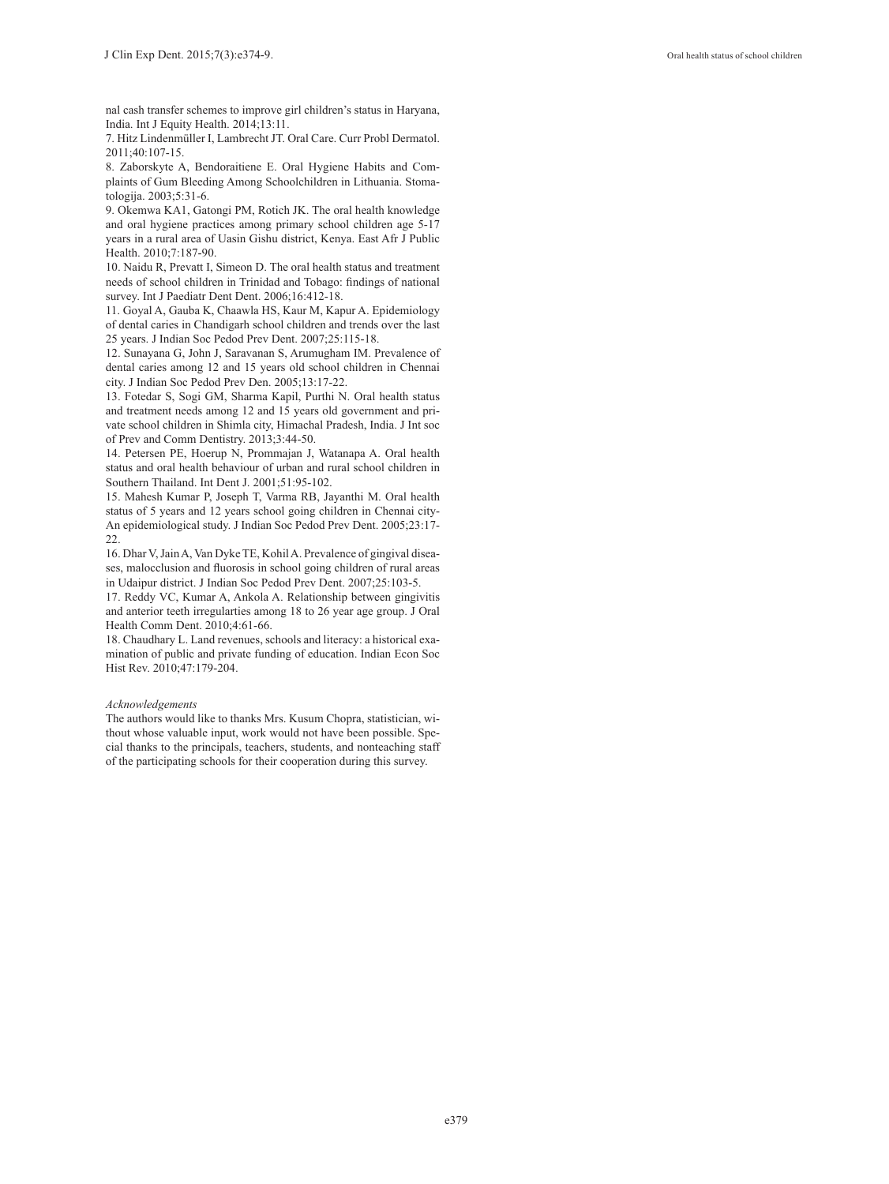nal cash transfer schemes to improve girl children's status in Haryana, India. Int J Equity Health. 2014;13:11.

7. Hitz Lindenmüller I, Lambrecht JT. Oral Care. Curr Probl Dermatol. 2011;40:107-15.

8. Zaborskyte A, Bendoraitiene E. Oral Hygiene Habits and Complaints of Gum Bleeding Among Schoolchildren in Lithuania. Stomatologija. 2003;5:31-6.

9. Okemwa KA1, Gatongi PM, Rotich JK. The oral health knowledge and oral hygiene practices among primary school children age 5-17 years in a rural area of Uasin Gishu district, Kenya. East Afr J Public Health. 2010;7:187-90.

10. Naidu R, Prevatt I, Simeon D. The oral health status and treatment needs of school children in Trinidad and Tobago: findings of national survey. Int J Paediatr Dent Dent. 2006;16:412-18.

11. Goyal A, Gauba K, Chaawla HS, Kaur M, Kapur A. Epidemiology of dental caries in Chandigarh school children and trends over the last 25 years. J Indian Soc Pedod Prev Dent. 2007;25:115-18.

12. Sunayana G, John J, Saravanan S, Arumugham IM. Prevalence of dental caries among 12 and 15 years old school children in Chennai city. J Indian Soc Pedod Prev Den. 2005;13:17-22.

13. Fotedar S, Sogi GM, Sharma Kapil, Purthi N. Oral health status and treatment needs among 12 and 15 years old government and private school children in Shimla city, Himachal Pradesh, India. J Int soc of Prev and Comm Dentistry. 2013;3:44-50.

14. Petersen PE, Hoerup N, Prommajan J, Watanapa A. Oral health status and oral health behaviour of urban and rural school children in Southern Thailand. Int Dent J. 2001;51:95-102.

15. Mahesh Kumar P, Joseph T, Varma RB, Jayanthi M. Oral health status of 5 years and 12 years school going children in Chennai city-An epidemiological study. J Indian Soc Pedod Prev Dent. 2005;23:17-22.

16. Dhar V, Jain A, Van Dyke TE, Kohil A. Prevalence of gingival diseases, malocclusion and fluorosis in school going children of rural areas in Udaipur district. J Indian Soc Pedod Prev Dent. 2007;25:103-5.

17. Reddy VC, Kumar A, Ankola A. Relationship between gingivitis and anterior teeth irregularties among 18 to 26 year age group. J Oral Health Comm Dent. 2010;4:61-66.

18. Chaudhary L. Land revenues, schools and literacy: a historical examination of public and private funding of education. Indian Econ Soc Hist Rev. 2010;47:179-204.

*Acknowledgements*

The authors would like to thanks Mrs. Kusum Chopra, statistician, without whose valuable input, work would not have been possible. Special thanks to the principals, teachers, students, and nonteaching staff of the participating schools for their cooperation during this survey.